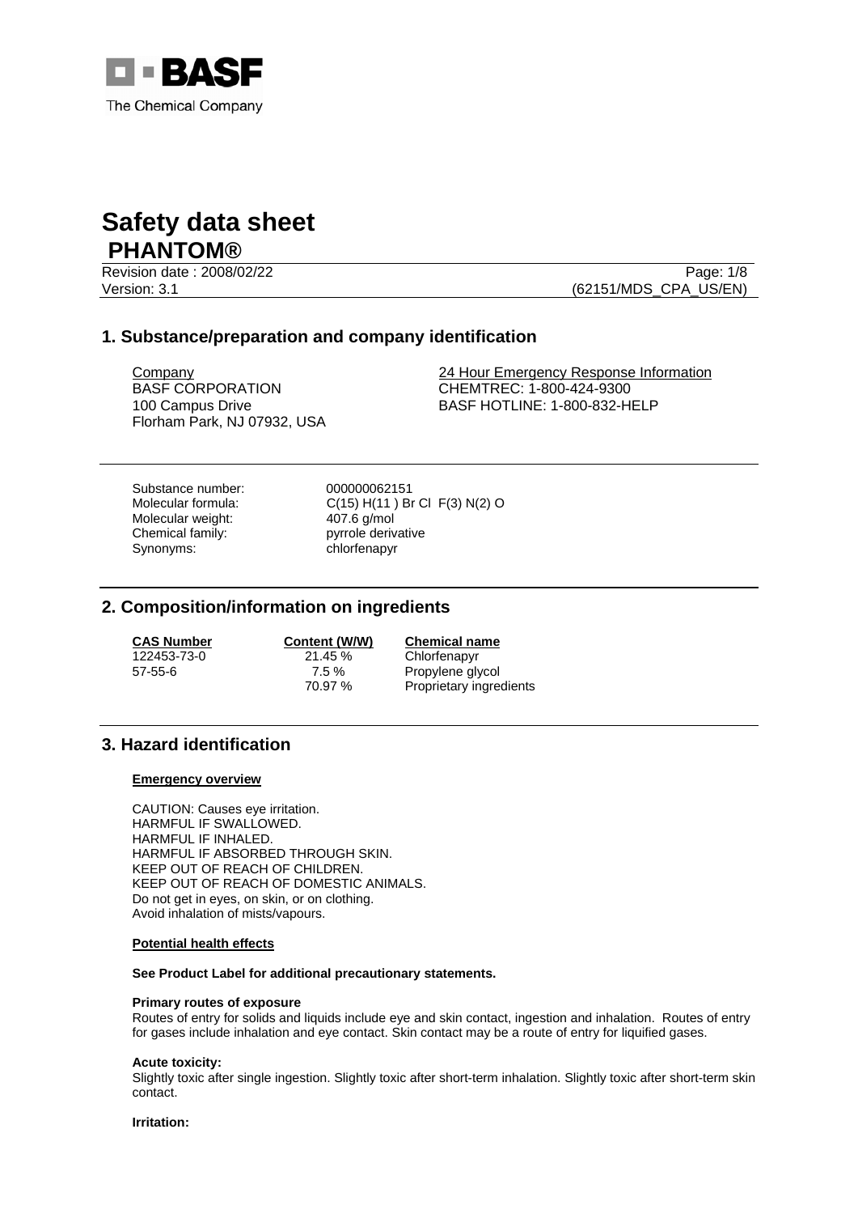BASF
The Chemical Company

# Safety data sheet

## PHANTOM®

Revision date : 2008/02/22

Version: 3.1 (62151/MDS_CPA_US/EN)

## 1. Substance/preparation and company identification

Company
BASF CORPORATION
100 Campus Drive
Florham Park, NJ 07932, USA

24 Hour Emergency Response Information
CHEMTREC: 1-800-424-9300
BASF HOTLINE: 1-800-832-HELP

Substance number: 000000062151
Molecular formula: C(15) H(11 ) Br Cl F(3) N(2) O
Molecular weight: 407.6 g/mol
Chemical family: pyrrole derivative
Synonyms: chlorfenapyr

## 2. Composition/information on ingredients

| CAS Number | Content (W/W) | Chemical name |
|---|---|---|
| 122453-73-0 | 21.45 % | Chlorfenapyr |
| 57-55-6 | 7.5 % | Propylene glycol |
| | 70.97 % | Proprietary ingredients |

## 3. Hazard identification

**Emergency overview**

CAUTION: Causes eye irritation.
HARMFUL IF SWALLOWED.
HARMFUL IF INHALED.
HARMFUL IF ABSORBED THROUGH SKIN.
KEEP OUT OF REACH OF CHILDREN.
KEEP OUT OF REACH OF DOMESTIC ANIMALS.
Do not get in eyes, on skin, or on clothing.
Avoid inhalation of mists/vapours.

**Potential health effects**

**See Product Label for additional precautionary statements.**

**Primary routes of exposure**
Routes of entry for solids and liquids include eye and skin contact, ingestion and inhalation. Routes of entry for gases include inhalation and eye contact. Skin contact may be a route of entry for liquified gases.

**Acute toxicity:**
Slightly toxic after single ingestion. Slightly toxic after short-term inhalation. Slightly toxic after short-term skin contact.

**Irritation:**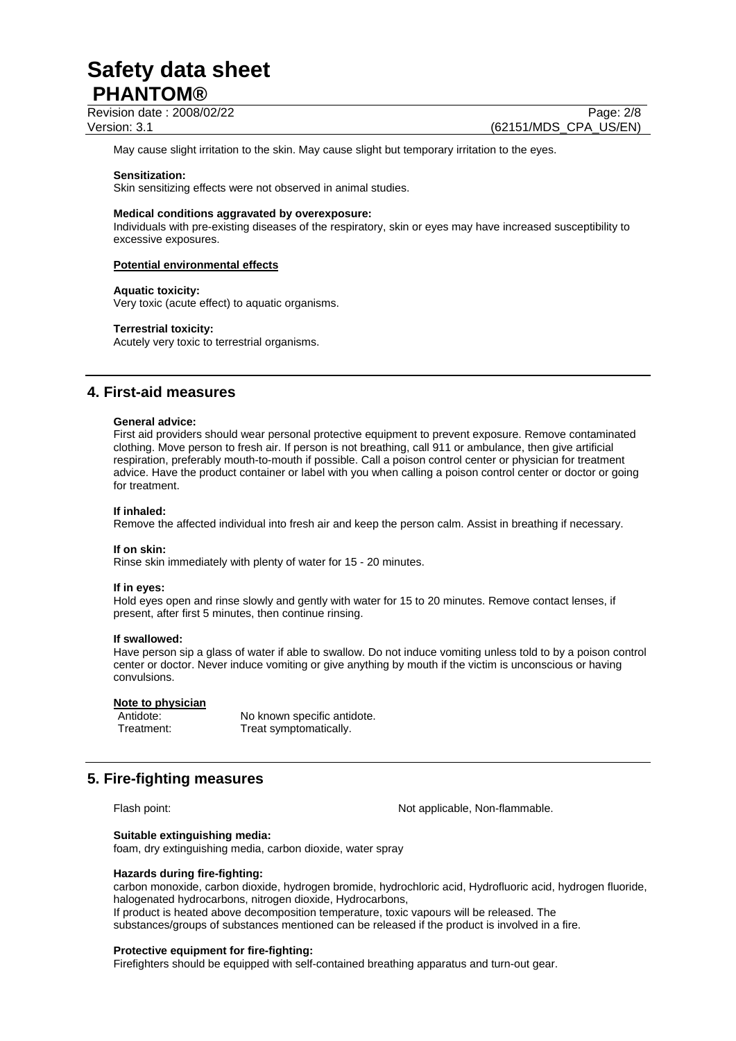May cause slight irritation to the skin. May cause slight but temporary irritation to the eyes.

**Sensitization:**
Skin sensitizing effects were not observed in animal studies.

**Medical conditions aggravated by overexposure:**
Individuals with pre-existing diseases of the respiratory, skin or eyes may have increased susceptibility to excessive exposures.

**Potential environmental effects**

**Aquatic toxicity:**
Very toxic (acute effect) to aquatic organisms.

**Terrestrial toxicity:**
Acutely very toxic to terrestrial organisms.

## 4. First-aid measures

**General advice:**
First aid providers should wear personal protective equipment to prevent exposure. Remove contaminated clothing. Move person to fresh air. If person is not breathing, call 911 or ambulance, then give artificial respiration, preferably mouth-to-mouth if possible. Call a poison control center or physician for treatment advice. Have the product container or label with you when calling a poison control center or doctor or going for treatment.

**If inhaled:**
Remove the affected individual into fresh air and keep the person calm. Assist in breathing if necessary.

**If on skin:**
Rinse skin immediately with plenty of water for 15 - 20 minutes.

**If in eyes:**
Hold eyes open and rinse slowly and gently with water for 15 to 20 minutes. Remove contact lenses, if present, after first 5 minutes, then continue rinsing.

**If swallowed:**
Have person sip a glass of water if able to swallow. Do not induce vomiting unless told to by a poison control center or doctor. Never induce vomiting or give anything by mouth if the victim is unconscious or having convulsions.

**Note to physician**

Antidote: No known specific antidote.
Treatment: Treat symptomatically.

## 5. Fire-fighting measures

Flash point: Not applicable, Non-flammable.

**Suitable extinguishing media:**
foam, dry extinguishing media, carbon dioxide, water spray

**Hazards during fire-fighting:**
carbon monoxide, carbon dioxide, hydrogen bromide, hydrochloric acid, Hydrofluoric acid, hydrogen fluoride, halogenated hydrocarbons, nitrogen dioxide, Hydrocarbons,
If product is heated above decomposition temperature, toxic vapours will be released. The substances/groups of substances mentioned can be released if the product is involved in a fire.

**Protective equipment for fire-fighting:**
Firefighters should be equipped with self-contained breathing apparatus and turn-out gear.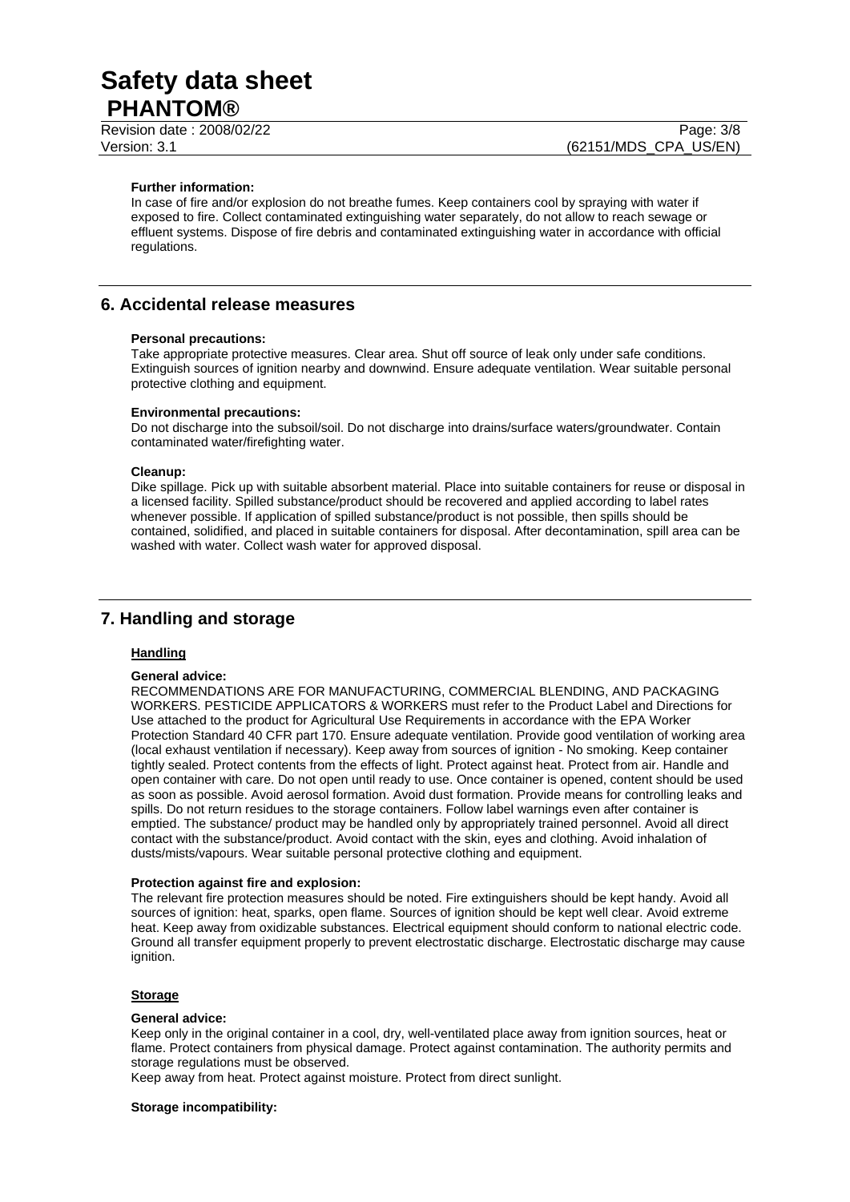**Further information:**

In case of fire and/or explosion do not breathe fumes. Keep containers cool by spraying with water if exposed to fire. Collect contaminated extinguishing water separately, do not allow to reach sewage or effluent systems. Dispose of fire debris and contaminated extinguishing water in accordance with official regulations.

## 6. Accidental release measures

**Personal precautions:**

Take appropriate protective measures. Clear area. Shut off source of leak only under safe conditions. Extinguish sources of ignition nearby and downwind. Ensure adequate ventilation. Wear suitable personal protective clothing and equipment.

**Environmental precautions:**

Do not discharge into the subsoil/soil. Do not discharge into drains/surface waters/groundwater. Contain contaminated water/firefighting water.

**Cleanup:**

Dike spillage. Pick up with suitable absorbent material. Place into suitable containers for reuse or disposal in a licensed facility. Spilled substance/product should be recovered and applied according to label rates whenever possible. If application of spilled substance/product is not possible, then spills should be contained, solidified, and placed in suitable containers for disposal. After decontamination, spill area can be washed with water. Collect wash water for approved disposal.

## 7. Handling and storage

### Handling

**General advice:**

RECOMMENDATIONS ARE FOR MANUFACTURING, COMMERCIAL BLENDING, AND PACKAGING WORKERS. PESTICIDE APPLICATORS & WORKERS must refer to the Product Label and Directions for Use attached to the product for Agricultural Use Requirements in accordance with the EPA Worker Protection Standard 40 CFR part 170. Ensure adequate ventilation. Provide good ventilation of working area (local exhaust ventilation if necessary). Keep away from sources of ignition - No smoking. Keep container tightly sealed. Protect contents from the effects of light. Protect against heat. Protect from air. Handle and open container with care. Do not open until ready to use. Once container is opened, content should be used as soon as possible. Avoid aerosol formation. Avoid dust formation. Provide means for controlling leaks and spills. Do not return residues to the storage containers. Follow label warnings even after container is emptied. The substance/ product may be handled only by appropriately trained personnel. Avoid all direct contact with the substance/product. Avoid contact with the skin, eyes and clothing. Avoid inhalation of dusts/mists/vapours. Wear suitable personal protective clothing and equipment.

**Protection against fire and explosion:**

The relevant fire protection measures should be noted. Fire extinguishers should be kept handy. Avoid all sources of ignition: heat, sparks, open flame. Sources of ignition should be kept well clear. Avoid extreme heat. Keep away from oxidizable substances. Electrical equipment should conform to national electric code. Ground all transfer equipment properly to prevent electrostatic discharge. Electrostatic discharge may cause ignition.

### Storage

**General advice:**

Keep only in the original container in a cool, dry, well-ventilated place away from ignition sources, heat or flame. Protect containers from physical damage. Protect against contamination. The authority permits and storage regulations must be observed.

Keep away from heat. Protect against moisture. Protect from direct sunlight.

**Storage incompatibility:**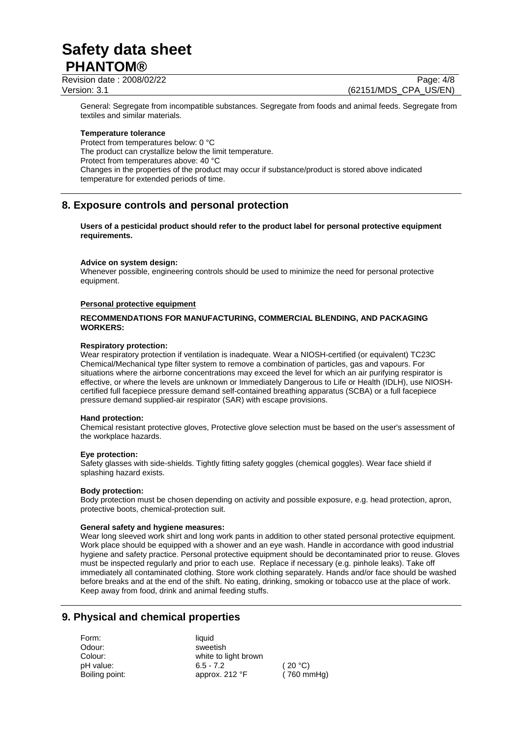General: Segregate from incompatible substances. Segregate from foods and animal feeds. Segregate from textiles and similar materials.

**Temperature tolerance**

Protect from temperatures below: 0 °C
The product can crystallize below the limit temperature.
Protect from temperatures above: 40 °C
Changes in the properties of the product may occur if substance/product is stored above indicated temperature for extended periods of time.

## 8. Exposure controls and personal protection

**Users of a pesticidal product should refer to the product label for personal protective equipment requirements.**

**Advice on system design:**
Whenever possible, engineering controls should be used to minimize the need for personal protective equipment.

**Personal protective equipment**

**RECOMMENDATIONS FOR MANUFACTURING, COMMERCIAL BLENDING, AND PACKAGING WORKERS:**

**Respiratory protection:**
Wear respiratory protection if ventilation is inadequate. Wear a NIOSH-certified (or equivalent) TC23C Chemical/Mechanical type filter system to remove a combination of particles, gas and vapours. For situations where the airborne concentrations may exceed the level for which an air purifying respirator is effective, or where the levels are unknown or Immediately Dangerous to Life or Health (IDLH), use NIOSH-certified full facepiece pressure demand self-contained breathing apparatus (SCBA) or a full facepiece pressure demand supplied-air respirator (SAR) with escape provisions.

**Hand protection:**
Chemical resistant protective gloves, Protective glove selection must be based on the user's assessment of the workplace hazards.

**Eye protection:**
Safety glasses with side-shields. Tightly fitting safety goggles (chemical goggles). Wear face shield if splashing hazard exists.

**Body protection:**
Body protection must be chosen depending on activity and possible exposure, e.g. head protection, apron, protective boots, chemical-protection suit.

**General safety and hygiene measures:**
Wear long sleeved work shirt and long work pants in addition to other stated personal protective equipment. Work place should be equipped with a shower and an eye wash. Handle in accordance with good industrial hygiene and safety practice. Personal protective equipment should be decontaminated prior to reuse. Gloves must be inspected regularly and prior to each use. Replace if necessary (e.g. pinhole leaks). Take off immediately all contaminated clothing. Store work clothing separately. Hands and/or face should be washed before breaks and at the end of the shift. No eating, drinking, smoking or tobacco use at the place of work. Keep away from food, drink and animal feeding stuffs.

## 9. Physical and chemical properties

| | | |
|---|---|---|
| Form: | liquid | |
| Odour: | sweetish | |
| Colour: | white to light brown | |
| pH value: | 6.5 - 7.2 | ( 20 °C) |
| Boiling point: | approx. 212 °F | ( 760 mmHg) |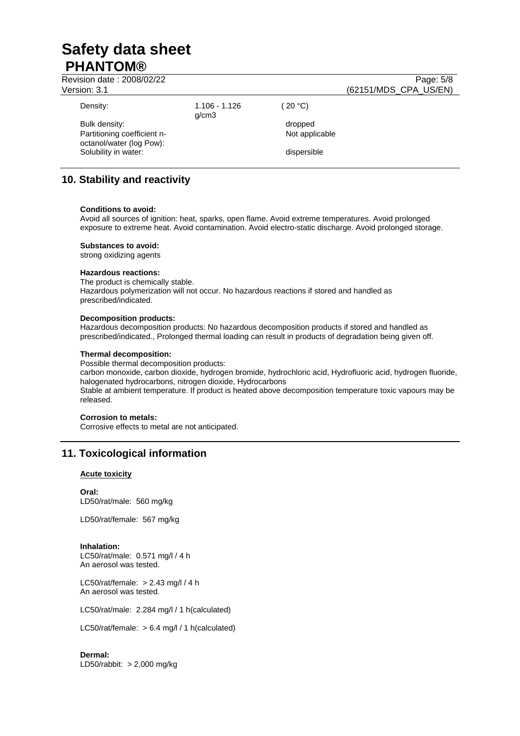| | | |
|---|---|---|
| Density: | 1.106 - 1.126 g/cm3 | ( 20 °C) |
| Bulk density: | | dropped |
| Partitioning coefficient n-octanol/water (log Pow): | | Not applicable |
| Solubility in water: | | dispersible |

## 10. Stability and reactivity

**Conditions to avoid:**
Avoid all sources of ignition: heat, sparks, open flame. Avoid extreme temperatures. Avoid prolonged exposure to extreme heat. Avoid contamination. Avoid electro-static discharge. Avoid prolonged storage.

**Substances to avoid:**
strong oxidizing agents

**Hazardous reactions:**
The product is chemically stable.
Hazardous polymerization will not occur. No hazardous reactions if stored and handled as prescribed/indicated.

**Decomposition products:**
Hazardous decomposition products: No hazardous decomposition products if stored and handled as prescribed/indicated., Prolonged thermal loading can result in products of degradation being given off.

**Thermal decomposition:**
Possible thermal decomposition products:
carbon monoxide, carbon dioxide, hydrogen bromide, hydrochloric acid, Hydrofluoric acid, hydrogen fluoride, halogenated hydrocarbons, nitrogen dioxide, Hydrocarbons
Stable at ambient temperature. If product is heated above decomposition temperature toxic vapours may be released.

**Corrosion to metals:**
Corrosive effects to metal are not anticipated.

## 11. Toxicological information

**Acute toxicity**

**Oral:**
LD50/rat/male: 560 mg/kg

LD50/rat/female: 567 mg/kg

**Inhalation:**
LC50/rat/male: 0.571 mg/l / 4 h
An aerosol was tested.

LC50/rat/female: > 2.43 mg/l / 4 h
An aerosol was tested.

LC50/rat/male: 2.284 mg/l / 1 h(calculated)

LC50/rat/female: > 6.4 mg/l / 1 h(calculated)

**Dermal:**
LD50/rabbit: > 2,000 mg/kg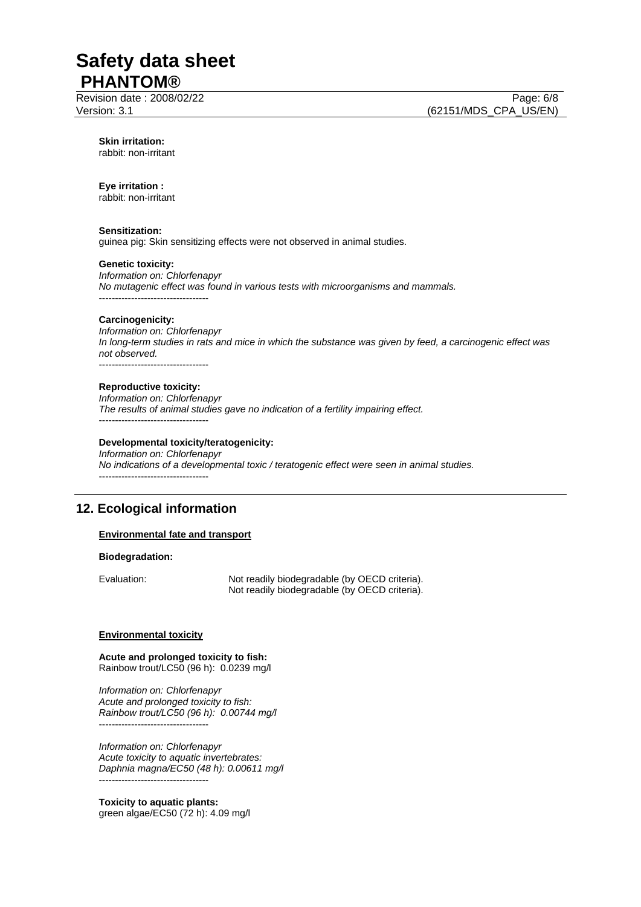**Skin irritation:**
rabbit: non-irritant

**Eye irritation :**
rabbit: non-irritant

**Sensitization:**
guinea pig: Skin sensitizing effects were not observed in animal studies.

**Genetic toxicity:**
*Information on: Chlorfenapyr*
*No mutagenic effect was found in various tests with microorganisms and mammals.*
----------------------------------

**Carcinogenicity:**
*Information on: Chlorfenapyr*
*In long-term studies in rats and mice in which the substance was given by feed, a carcinogenic effect was not observed.*
----------------------------------

**Reproductive toxicity:**
*Information on: Chlorfenapyr*
*The results of animal studies gave no indication of a fertility impairing effect.*
----------------------------------

**Developmental toxicity/teratogenicity:**
*Information on: Chlorfenapyr*
*No indications of a developmental toxic / teratogenic effect were seen in animal studies.*
----------------------------------

## 12. Ecological information

**Environmental fate and transport**

**Biodegradation:**

Evaluation: Not readily biodegradable (by OECD criteria).
Not readily biodegradable (by OECD criteria).

**Environmental toxicity**

**Acute and prolonged toxicity to fish:**
Rainbow trout/LC50 (96 h): 0.0239 mg/l

*Information on: Chlorfenapyr*
*Acute and prolonged toxicity to fish:*
*Rainbow trout/LC50 (96 h): 0.00744 mg/l*
----------------------------------

*Information on: Chlorfenapyr*
*Acute toxicity to aquatic invertebrates:*
*Daphnia magna/EC50 (48 h): 0.00611 mg/l*
----------------------------------

**Toxicity to aquatic plants:**
green algae/EC50 (72 h): 4.09 mg/l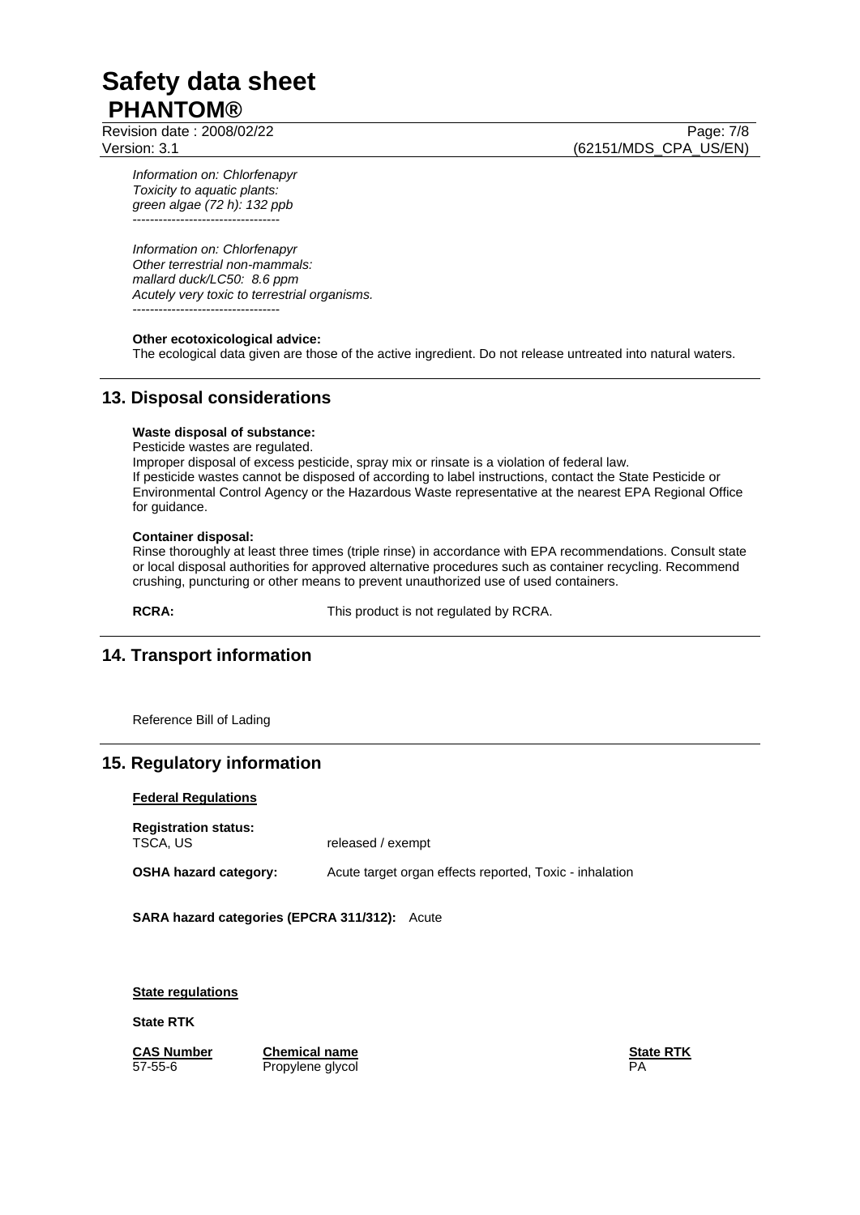*Information on: Chlorfenapyr*
*Toxicity to aquatic plants:*
*green algae (72 h): 132 ppb*
*----------------------------------*

*Information on: Chlorfenapyr*
*Other terrestrial non-mammals:*
*mallard duck/LC50: 8.6 ppm*
*Acutely very toxic to terrestrial organisms.*
*----------------------------------*

**Other ecotoxicological advice:**
The ecological data given are those of the active ingredient. Do not release untreated into natural waters.

## 13. Disposal considerations

**Waste disposal of substance:**
Pesticide wastes are regulated.
Improper disposal of excess pesticide, spray mix or rinsate is a violation of federal law.
If pesticide wastes cannot be disposed of according to label instructions, contact the State Pesticide or Environmental Control Agency or the Hazardous Waste representative at the nearest EPA Regional Office for guidance.

**Container disposal:**
Rinse thoroughly at least three times (triple rinse) in accordance with EPA recommendations. Consult state or local disposal authorities for approved alternative procedures such as container recycling. Recommend crushing, puncturing or other means to prevent unauthorized use of used containers.

**RCRA:** This product is not regulated by RCRA.

## 14. Transport information

Reference Bill of Lading

## 15. Regulatory information

**Federal Regulations**

**Registration status:**
TSCA, US released / exempt

**OSHA hazard category:** Acute target organ effects reported, Toxic - inhalation

**SARA hazard categories (EPCRA 311/312):** Acute

**State regulations**

**State RTK**

| CAS Number | Chemical name | State RTK |
| --- | --- | --- |
| 57-55-6 | Propylene glycol | PA |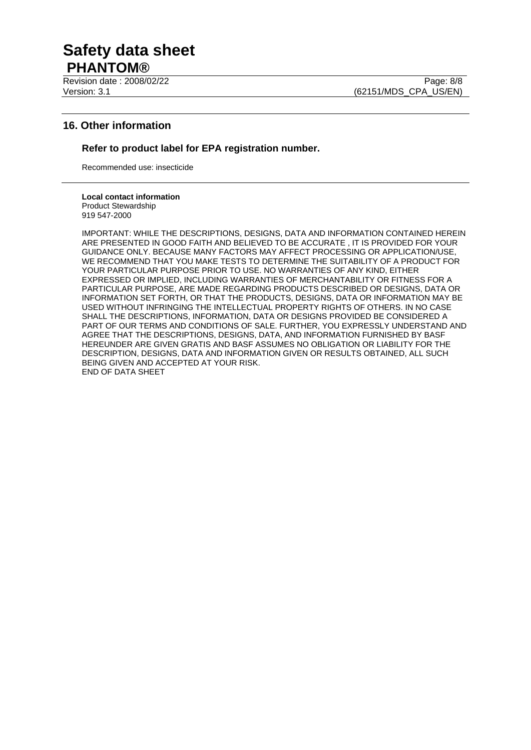## 16. Other information

### Refer to product label for EPA registration number.

Recommended use: insecticide

---

**Local contact information**
Product Stewardship
919 547-2000

IMPORTANT: WHILE THE DESCRIPTIONS, DESIGNS, DATA AND INFORMATION CONTAINED HEREIN ARE PRESENTED IN GOOD FAITH AND BELIEVED TO BE ACCURATE , IT IS PROVIDED FOR YOUR GUIDANCE ONLY. BECAUSE MANY FACTORS MAY AFFECT PROCESSING OR APPLICATION/USE, WE RECOMMEND THAT YOU MAKE TESTS TO DETERMINE THE SUITABILITY OF A PRODUCT FOR YOUR PARTICULAR PURPOSE PRIOR TO USE. NO WARRANTIES OF ANY KIND, EITHER EXPRESSED OR IMPLIED, INCLUDING WARRANTIES OF MERCHANTABILITY OR FITNESS FOR A PARTICULAR PURPOSE, ARE MADE REGARDING PRODUCTS DESCRIBED OR DESIGNS, DATA OR INFORMATION SET FORTH, OR THAT THE PRODUCTS, DESIGNS, DATA OR INFORMATION MAY BE USED WITHOUT INFRINGING THE INTELLECTUAL PROPERTY RIGHTS OF OTHERS. IN NO CASE SHALL THE DESCRIPTIONS, INFORMATION, DATA OR DESIGNS PROVIDED BE CONSIDERED A PART OF OUR TERMS AND CONDITIONS OF SALE. FURTHER, YOU EXPRESSLY UNDERSTAND AND AGREE THAT THE DESCRIPTIONS, DESIGNS, DATA, AND INFORMATION FURNISHED BY BASF HEREUNDER ARE GIVEN GRATIS AND BASF ASSUMES NO OBLIGATION OR LIABILITY FOR THE DESCRIPTION, DESIGNS, DATA AND INFORMATION GIVEN OR RESULTS OBTAINED, ALL SUCH BEING GIVEN AND ACCEPTED AT YOUR RISK.
END OF DATA SHEET